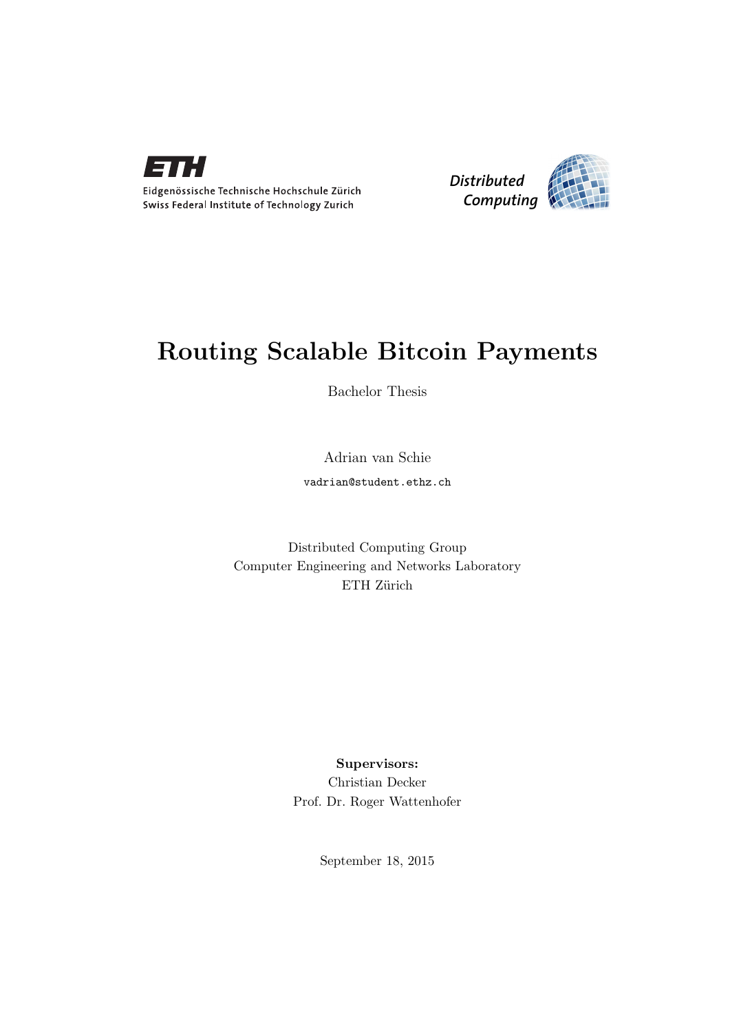Eidgenössische Technische Hochschule Zürich
Swiss Federal Institute of Technology Zurich

*Distributed Computing*

# Routing Scalable Bitcoin Payments

Bachelor Thesis

Adrian van Schie

`vadrian@student.ethz.ch`

Distributed Computing Group
Computer Engineering and Networks Laboratory
ETH Zürich

**Supervisors:**
Christian Decker
Prof. Dr. Roger Wattenhofer

September 18, 2015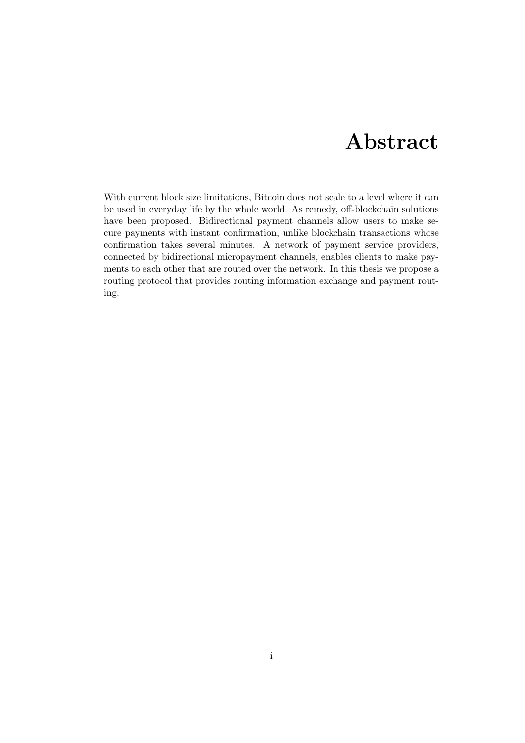# Abstract

With current block size limitations, Bitcoin does not scale to a level where it can be used in everyday life by the whole world. As remedy, off-blockchain solutions have been proposed. Bidirectional payment channels allow users to make secure payments with instant confirmation, unlike blockchain transactions whose confirmation takes several minutes. A network of payment service providers, connected by bidirectional micropayment channels, enables clients to make payments to each other that are routed over the network. In this thesis we propose a routing protocol that provides routing information exchange and payment routing.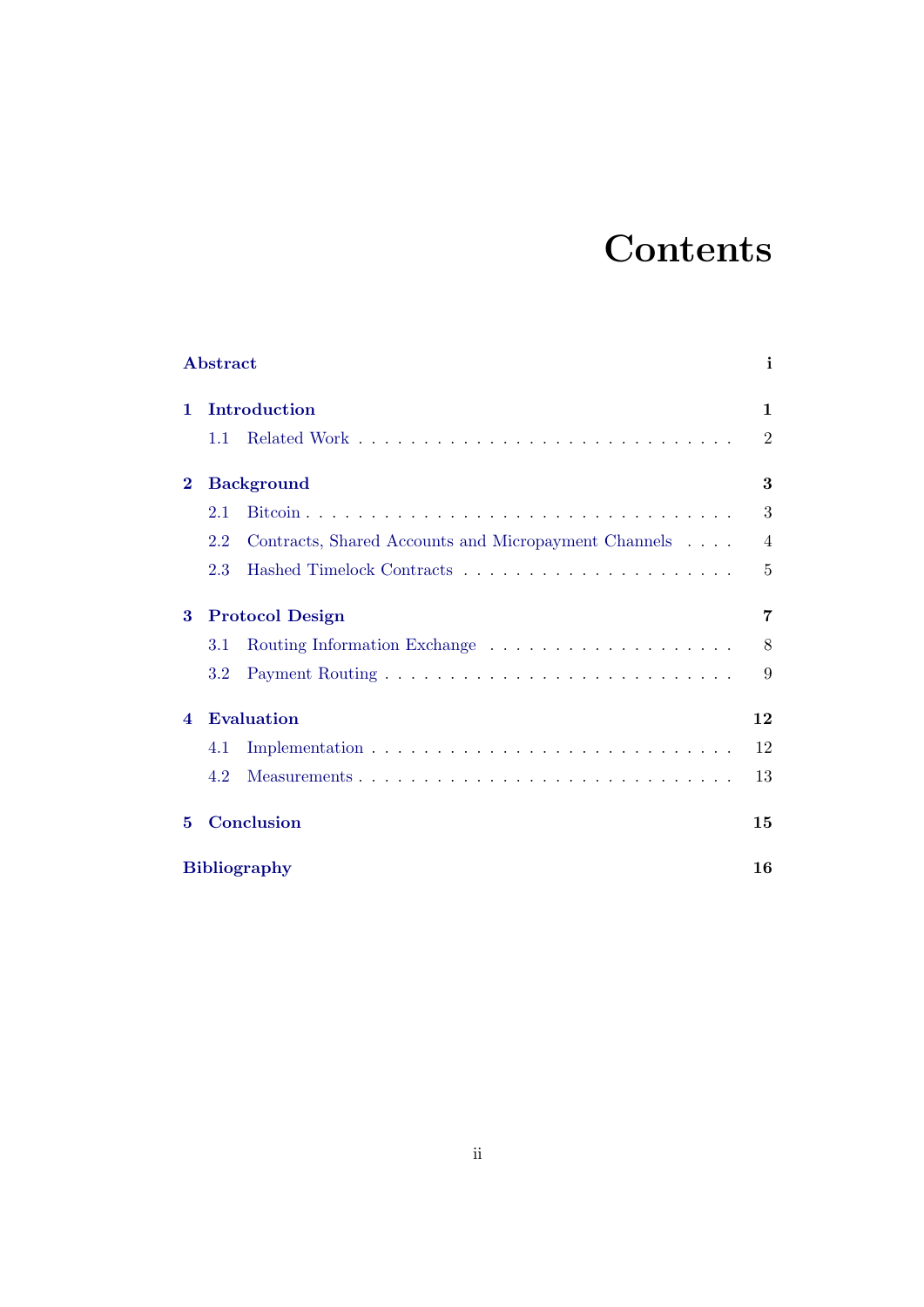# Contents

| | |
|---|---|
| **Abstract** | **i** |
| **1 Introduction** | **1** |
| 1.1 Related Work | 2 |
| **2 Background** | **3** |
| 2.1 Bitcoin | 3 |
| 2.2 Contracts, Shared Accounts and Micropayment Channels | 4 |
| 2.3 Hashed Timelock Contracts | 5 |
| **3 Protocol Design** | **7** |
| 3.1 Routing Information Exchange | 8 |
| 3.2 Payment Routing | 9 |
| **4 Evaluation** | **12** |
| 4.1 Implementation | 12 |
| 4.2 Measurements | 13 |
| **5 Conclusion** | **15** |
| **Bibliography** | **16** |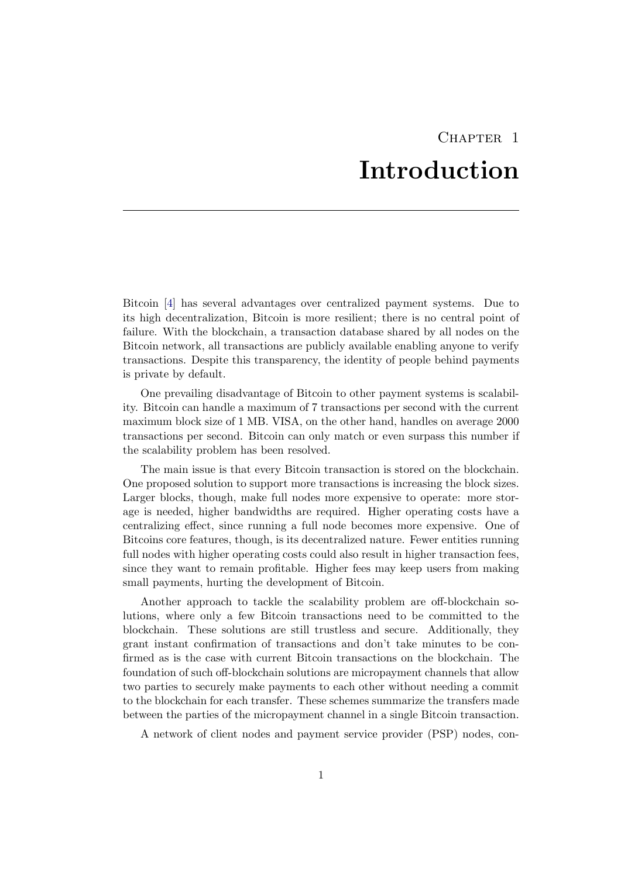# Chapter 1

# Introduction

Bitcoin [4] has several advantages over centralized payment systems. Due to its high decentralization, Bitcoin is more resilient; there is no central point of failure. With the blockchain, a transaction database shared by all nodes on the Bitcoin network, all transactions are publicly available enabling anyone to verify transactions. Despite this transparency, the identity of people behind payments is private by default.

One prevailing disadvantage of Bitcoin to other payment systems is scalability. Bitcoin can handle a maximum of 7 transactions per second with the current maximum block size of 1 MB. VISA, on the other hand, handles on average 2000 transactions per second. Bitcoin can only match or even surpass this number if the scalability problem has been resolved.

The main issue is that every Bitcoin transaction is stored on the blockchain. One proposed solution to support more transactions is increasing the block sizes. Larger blocks, though, make full nodes more expensive to operate: more storage is needed, higher bandwidths are required. Higher operating costs have a centralizing effect, since running a full node becomes more expensive. One of Bitcoins core features, though, is its decentralized nature. Fewer entities running full nodes with higher operating costs could also result in higher transaction fees, since they want to remain profitable. Higher fees may keep users from making small payments, hurting the development of Bitcoin.

Another approach to tackle the scalability problem are off-blockchain solutions, where only a few Bitcoin transactions need to be committed to the blockchain. These solutions are still trustless and secure. Additionally, they grant instant confirmation of transactions and don't take minutes to be confirmed as is the case with current Bitcoin transactions on the blockchain. The foundation of such off-blockchain solutions are micropayment channels that allow two parties to securely make payments to each other without needing a commit to the blockchain for each transfer. These schemes summarize the transfers made between the parties of the micropayment channel in a single Bitcoin transaction.

A network of client nodes and payment service provider (PSP) nodes, con-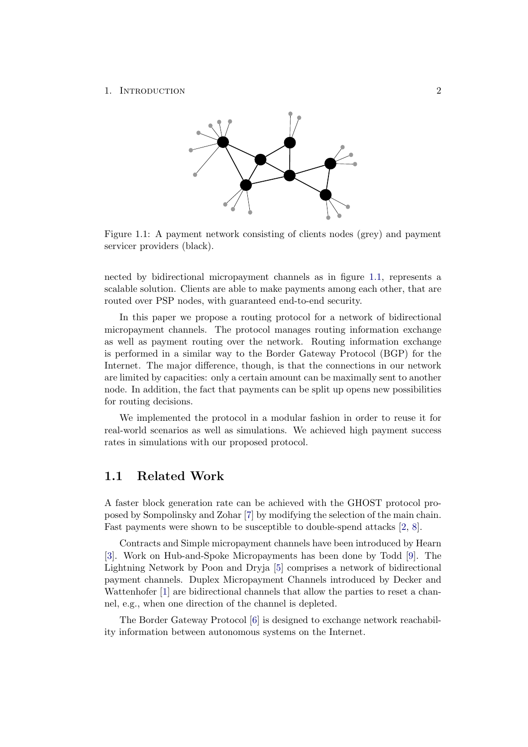Figure 1.1: A payment network consisting of clients nodes (grey) and payment servicer providers (black).

nected by bidirectional micropayment channels as in figure 1.1, represents a scalable solution. Clients are able to make payments among each other, that are routed over PSP nodes, with guaranteed end-to-end security.

In this paper we propose a routing protocol for a network of bidirectional micropayment channels. The protocol manages routing information exchange as well as payment routing over the network. Routing information exchange is performed in a similar way to the Border Gateway Protocol (BGP) for the Internet. The major difference, though, is that the connections in our network are limited by capacities: only a certain amount can be maximally sent to another node. In addition, the fact that payments can be split up opens new possibilities for routing decisions.

We implemented the protocol in a modular fashion in order to reuse it for real-world scenarios as well as simulations. We achieved high payment success rates in simulations with our proposed protocol.

## 1.1 Related Work

A faster block generation rate can be achieved with the GHOST protocol proposed by Sompolinsky and Zohar [7] by modifying the selection of the main chain. Fast payments were shown to be susceptible to double-spend attacks [2, 8].

Contracts and Simple micropayment channels have been introduced by Hearn [3]. Work on Hub-and-Spoke Micropayments has been done by Todd [9]. The Lightning Network by Poon and Dryja [5] comprises a network of bidirectional payment channels. Duplex Micropayment Channels introduced by Decker and Wattenhofer [1] are bidirectional channels that allow the parties to reset a channel, e.g., when one direction of the channel is depleted.

The Border Gateway Protocol [6] is designed to exchange network reachability information between autonomous systems on the Internet.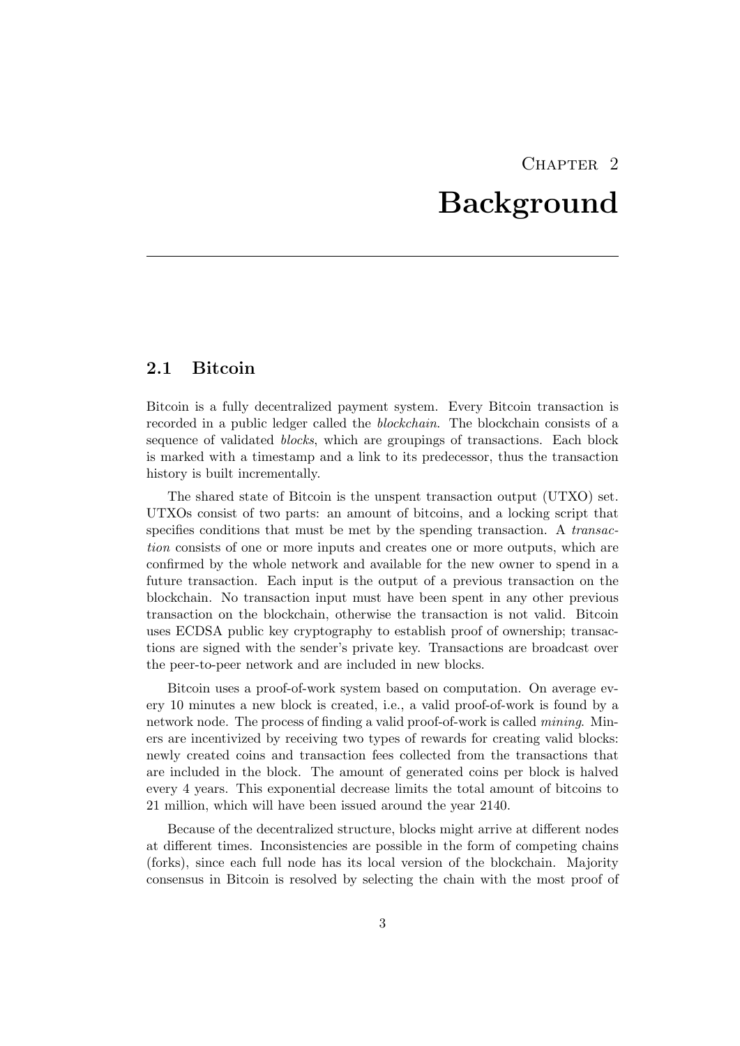# Chapter 2

# Background

## 2.1 Bitcoin

Bitcoin is a fully decentralized payment system. Every Bitcoin transaction is recorded in a public ledger called the *blockchain*. The blockchain consists of a sequence of validated *blocks*, which are groupings of transactions. Each block is marked with a timestamp and a link to its predecessor, thus the transaction history is built incrementally.

The shared state of Bitcoin is the unspent transaction output (UTXO) set. UTXOs consist of two parts: an amount of bitcoins, and a locking script that specifies conditions that must be met by the spending transaction. A *transaction* consists of one or more inputs and creates one or more outputs, which are confirmed by the whole network and available for the new owner to spend in a future transaction. Each input is the output of a previous transaction on the blockchain. No transaction input must have been spent in any other previous transaction on the blockchain, otherwise the transaction is not valid. Bitcoin uses ECDSA public key cryptography to establish proof of ownership; transactions are signed with the sender's private key. Transactions are broadcast over the peer-to-peer network and are included in new blocks.

Bitcoin uses a proof-of-work system based on computation. On average every 10 minutes a new block is created, i.e., a valid proof-of-work is found by a network node. The process of finding a valid proof-of-work is called *mining*. Miners are incentivized by receiving two types of rewards for creating valid blocks: newly created coins and transaction fees collected from the transactions that are included in the block. The amount of generated coins per block is halved every 4 years. This exponential decrease limits the total amount of bitcoins to 21 million, which will have been issued around the year 2140.

Because of the decentralized structure, blocks might arrive at different nodes at different times. Inconsistencies are possible in the form of competing chains (forks), since each full node has its local version of the blockchain. Majority consensus in Bitcoin is resolved by selecting the chain with the most proof of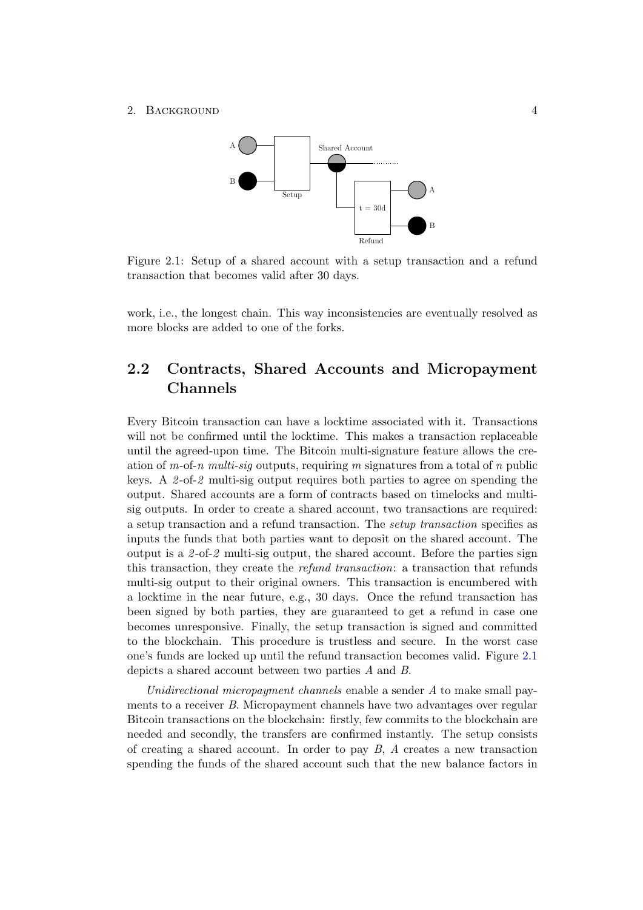Figure 2.1: Setup of a shared account with a setup transaction and a refund transaction that becomes valid after 30 days.

work, i.e., the longest chain. This way inconsistencies are eventually resolved as more blocks are added to one of the forks.

## 2.2 Contracts, Shared Accounts and Micropayment Channels

Every Bitcoin transaction can have a locktime associated with it. Transactions will not be confirmed until the locktime. This makes a transaction replaceable until the agreed-upon time. The Bitcoin multi-signature feature allows the creation of $m$-of-$n$ *multi-sig* outputs, requiring $m$ signatures from a total of $n$ public keys. A *2*-of-*2* multi-sig output requires both parties to agree on spending the output. Shared accounts are a form of contracts based on timelocks and multi-sig outputs. In order to create a shared account, two transactions are required: a setup transaction and a refund transaction. The *setup transaction* specifies as inputs the funds that both parties want to deposit on the shared account. The output is a *2*-of-*2* multi-sig output, the shared account. Before the parties sign this transaction, they create the *refund transaction*: a transaction that refunds multi-sig output to their original owners. This transaction is encumbered with a locktime in the near future, e.g., 30 days. Once the refund transaction has been signed by both parties, they are guaranteed to get a refund in case one becomes unresponsive. Finally, the setup transaction is signed and committed to the blockchain. This procedure is trustless and secure. In the worst case one's funds are locked up until the refund transaction becomes valid. Figure 2.1 depicts a shared account between two parties $A$ and $B$.

*Unidirectional micropayment channels* enable a sender $A$ to make small payments to a receiver $B$. Micropayment channels have two advantages over regular Bitcoin transactions on the blockchain: firstly, few commits to the blockchain are needed and secondly, the transfers are confirmed instantly. The setup consists of creating a shared account. In order to pay $B$, $A$ creates a new transaction spending the funds of the shared account such that the new balance factors in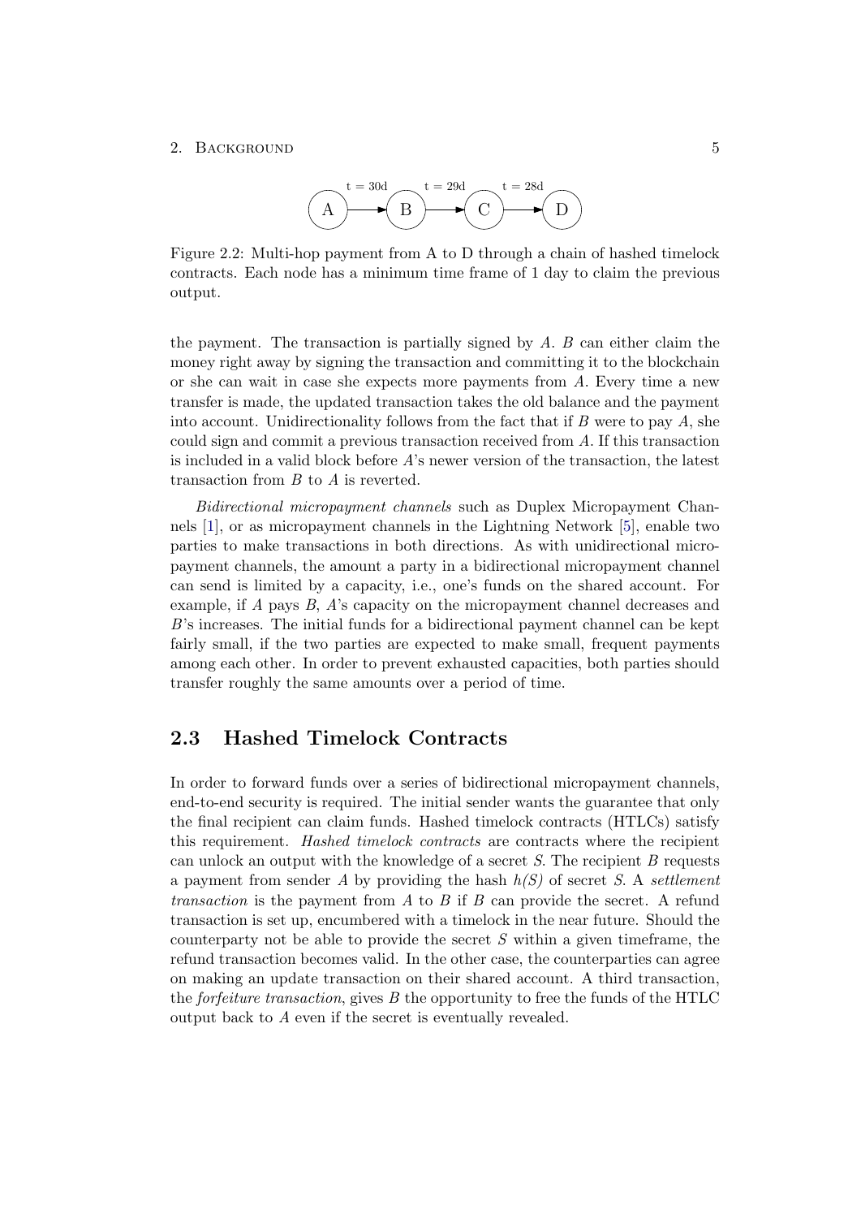A →(t = 30d) B →(t = 29d) C →(t = 28d) D

Figure 2.2: Multi-hop payment from A to D through a chain of hashed timelock contracts. Each node has a minimum time frame of 1 day to claim the previous output.

the payment. The transaction is partially signed by $A$. $B$ can either claim the money right away by signing the transaction and committing it to the blockchain or she can wait in case she expects more payments from $A$. Every time a new transfer is made, the updated transaction takes the old balance and the payment into account. Unidirectionality follows from the fact that if $B$ were to pay $A$, she could sign and commit a previous transaction received from $A$. If this transaction is included in a valid block before $A$'s newer version of the transaction, the latest transaction from $B$ to $A$ is reverted.

*Bidirectional micropayment channels* such as Duplex Micropayment Channels [1], or as micropayment channels in the Lightning Network [5], enable two parties to make transactions in both directions. As with unidirectional micropayment channels, the amount a party in a bidirectional micropayment channel can send is limited by a capacity, i.e., one's funds on the shared account. For example, if $A$ pays $B$, $A$'s capacity on the micropayment channel decreases and $B$'s increases. The initial funds for a bidirectional payment channel can be kept fairly small, if the two parties are expected to make small, frequent payments among each other. In order to prevent exhausted capacities, both parties should transfer roughly the same amounts over a period of time.

## 2.3 Hashed Timelock Contracts

In order to forward funds over a series of bidirectional micropayment channels, end-to-end security is required. The initial sender wants the guarantee that only the final recipient can claim funds. Hashed timelock contracts (HTLCs) satisfy this requirement. *Hashed timelock contracts* are contracts where the recipient can unlock an output with the knowledge of a secret $S$. The recipient $B$ requests a payment from sender $A$ by providing the hash $h(S)$ of secret $S$. A *settlement transaction* is the payment from $A$ to $B$ if $B$ can provide the secret. A refund transaction is set up, encumbered with a timelock in the near future. Should the counterparty not be able to provide the secret $S$ within a given timeframe, the refund transaction becomes valid. In the other case, the counterparties can agree on making an update transaction on their shared account. A third transaction, the *forfeiture transaction*, gives $B$ the opportunity to free the funds of the HTLC output back to $A$ even if the secret is eventually revealed.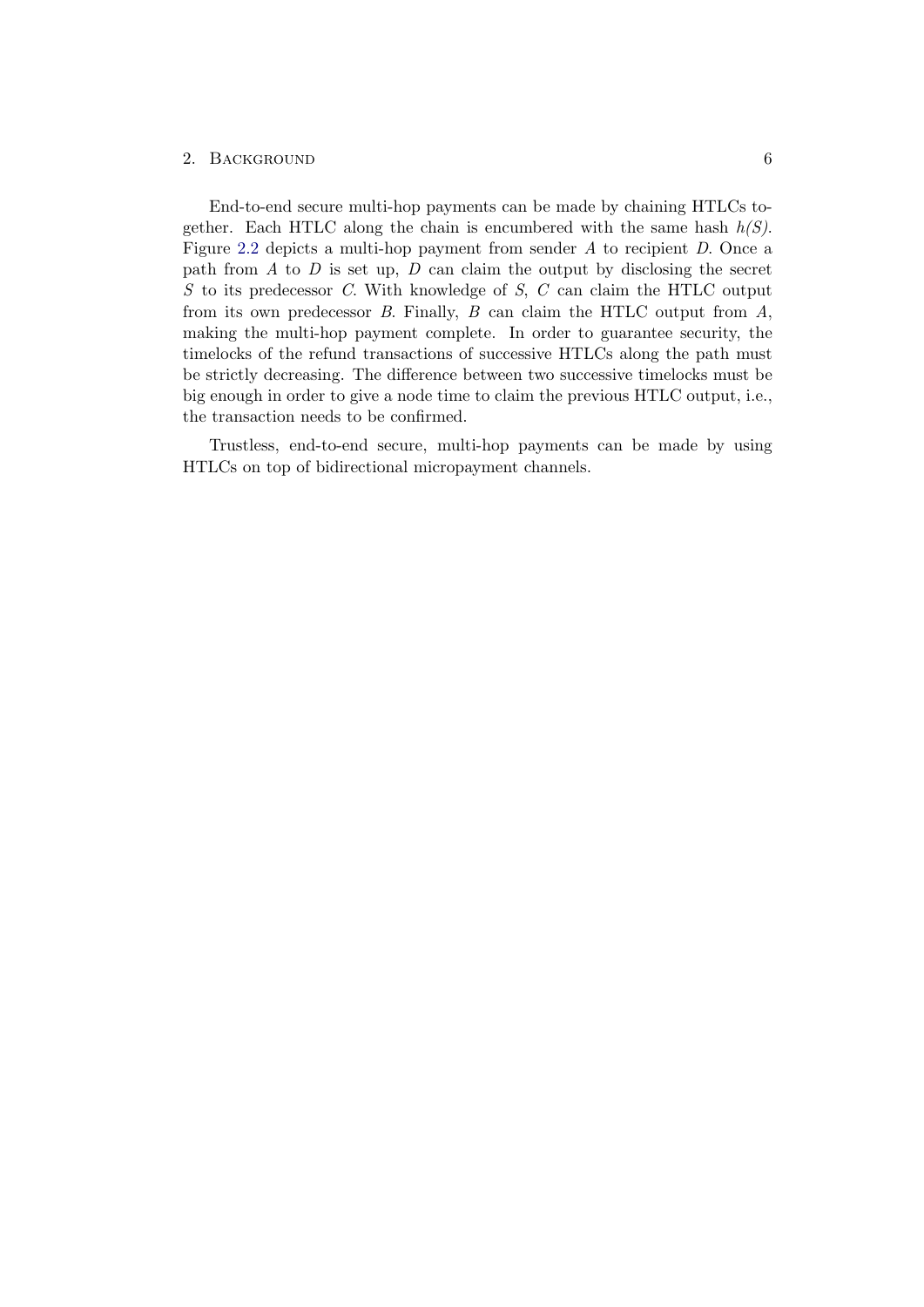End-to-end secure multi-hop payments can be made by chaining HTLCs together. Each HTLC along the chain is encumbered with the same hash *h(S)*. Figure 2.2 depicts a multi-hop payment from sender $A$ to recipient $D$. Once a path from $A$ to $D$ is set up, $D$ can claim the output by disclosing the secret $S$ to its predecessor $C$. With knowledge of $S$, $C$ can claim the HTLC output from its own predecessor $B$. Finally, $B$ can claim the HTLC output from $A$, making the multi-hop payment complete. In order to guarantee security, the timelocks of the refund transactions of successive HTLCs along the path must be strictly decreasing. The difference between two successive timelocks must be big enough in order to give a node time to claim the previous HTLC output, i.e., the transaction needs to be confirmed.

Trustless, end-to-end secure, multi-hop payments can be made by using HTLCs on top of bidirectional micropayment channels.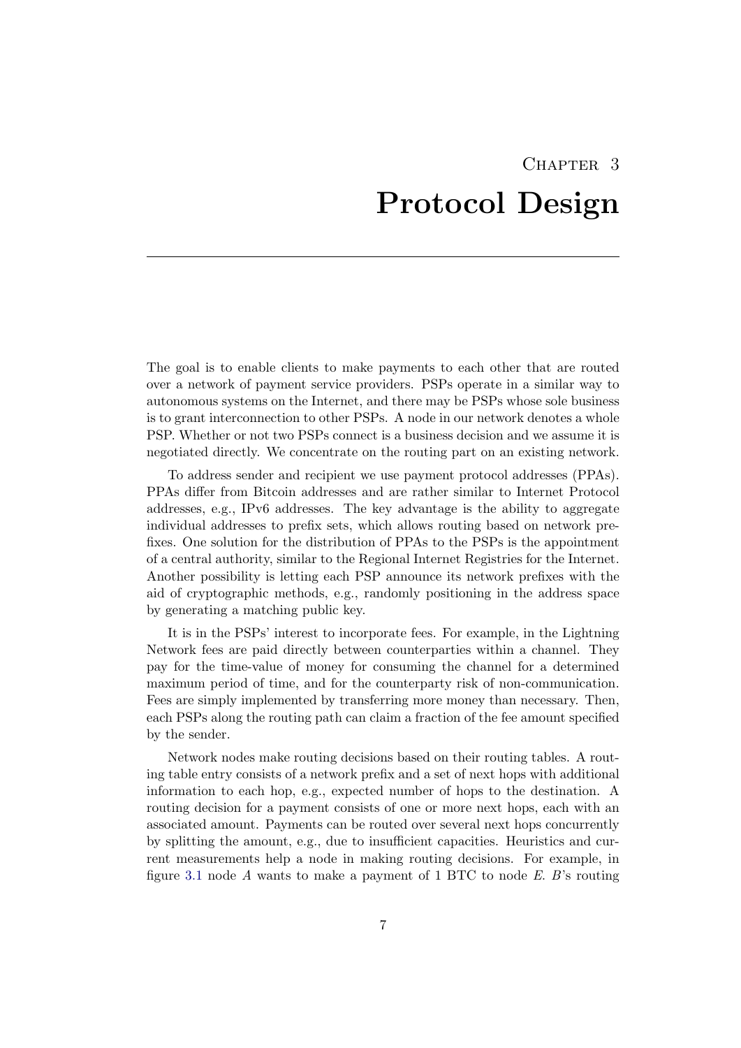# Chapter 3
# Protocol Design

The goal is to enable clients to make payments to each other that are routed over a network of payment service providers. PSPs operate in a similar way to autonomous systems on the Internet, and there may be PSPs whose sole business is to grant interconnection to other PSPs. A node in our network denotes a whole PSP. Whether or not two PSPs connect is a business decision and we assume it is negotiated directly. We concentrate on the routing part on an existing network.

To address sender and recipient we use payment protocol addresses (PPAs). PPAs differ from Bitcoin addresses and are rather similar to Internet Protocol addresses, e.g., IPv6 addresses. The key advantage is the ability to aggregate individual addresses to prefix sets, which allows routing based on network prefixes. One solution for the distribution of PPAs to the PSPs is the appointment of a central authority, similar to the Regional Internet Registries for the Internet. Another possibility is letting each PSP announce its network prefixes with the aid of cryptographic methods, e.g., randomly positioning in the address space by generating a matching public key.

It is in the PSPs' interest to incorporate fees. For example, in the Lightning Network fees are paid directly between counterparties within a channel. They pay for the time-value of money for consuming the channel for a determined maximum period of time, and for the counterparty risk of non-communication. Fees are simply implemented by transferring more money than necessary. Then, each PSPs along the routing path can claim a fraction of the fee amount specified by the sender.

Network nodes make routing decisions based on their routing tables. A routing table entry consists of a network prefix and a set of next hops with additional information to each hop, e.g., expected number of hops to the destination. A routing decision for a payment consists of one or more next hops, each with an associated amount. Payments can be routed over several next hops concurrently by splitting the amount, e.g., due to insufficient capacities. Heuristics and current measurements help a node in making routing decisions. For example, in figure 3.1 node $A$ wants to make a payment of 1 BTC to node $E$. $B$'s routing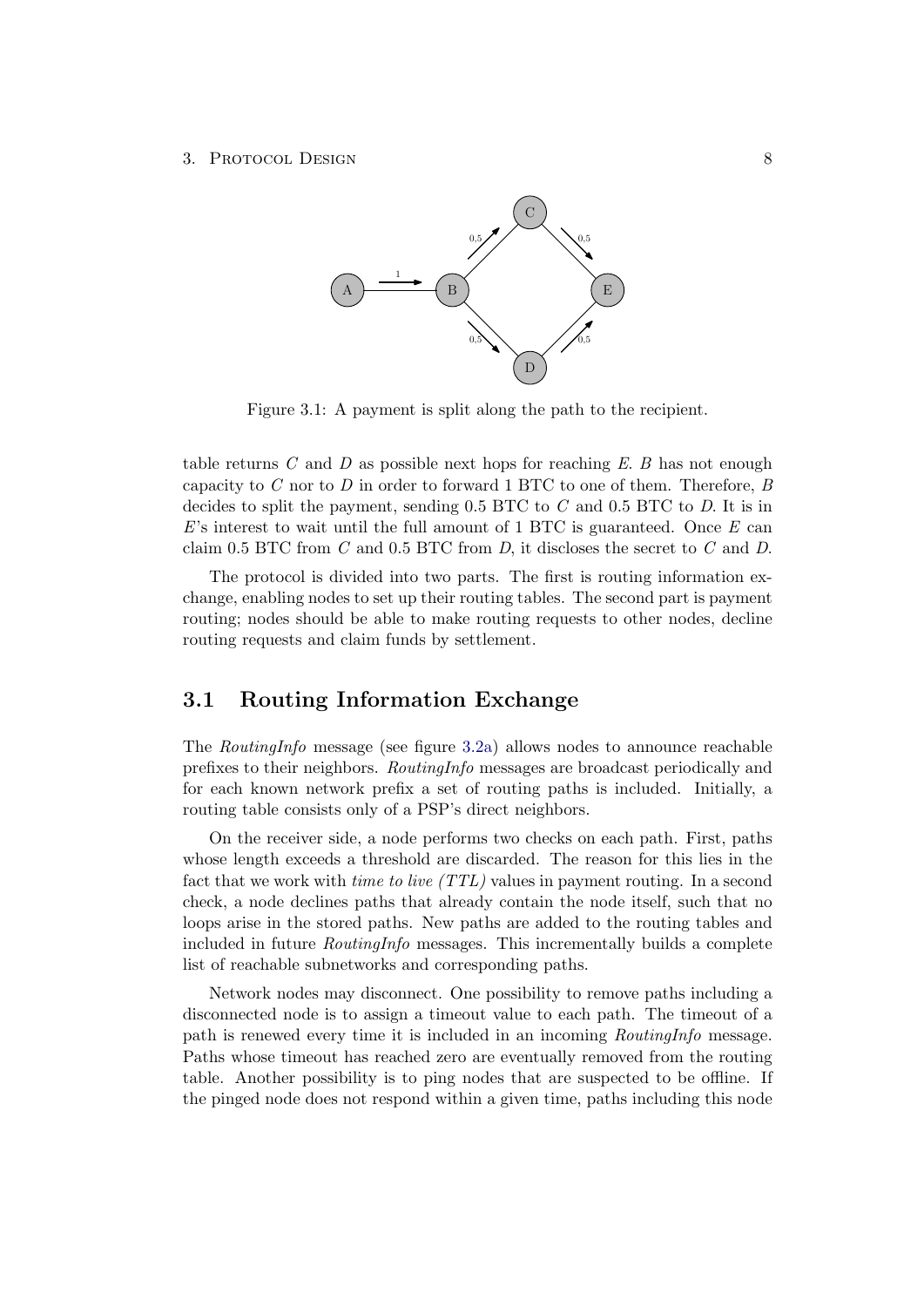Figure 3.1: A payment is split along the path to the recipient.

table returns $C$ and $D$ as possible next hops for reaching $E$. $B$ has not enough capacity to $C$ nor to $D$ in order to forward 1 BTC to one of them. Therefore, $B$ decides to split the payment, sending 0.5 BTC to $C$ and 0.5 BTC to $D$. It is in $E$'s interest to wait until the full amount of 1 BTC is guaranteed. Once $E$ can claim 0.5 BTC from $C$ and 0.5 BTC from $D$, it discloses the secret to $C$ and $D$.

The protocol is divided into two parts. The first is routing information exchange, enabling nodes to set up their routing tables. The second part is payment routing; nodes should be able to make routing requests to other nodes, decline routing requests and claim funds by settlement.

## 3.1 Routing Information Exchange

The *RoutingInfo* message (see figure 3.2a) allows nodes to announce reachable prefixes to their neighbors. *RoutingInfo* messages are broadcast periodically and for each known network prefix a set of routing paths is included. Initially, a routing table consists only of a PSP's direct neighbors.

On the receiver side, a node performs two checks on each path. First, paths whose length exceeds a threshold are discarded. The reason for this lies in the fact that we work with *time to live (TTL)* values in payment routing. In a second check, a node declines paths that already contain the node itself, such that no loops arise in the stored paths. New paths are added to the routing tables and included in future *RoutingInfo* messages. This incrementally builds a complete list of reachable subnetworks and corresponding paths.

Network nodes may disconnect. One possibility to remove paths including a disconnected node is to assign a timeout value to each path. The timeout of a path is renewed every time it is included in an incoming *RoutingInfo* message. Paths whose timeout has reached zero are eventually removed from the routing table. Another possibility is to ping nodes that are suspected to be offline. If the pinged node does not respond within a given time, paths including this node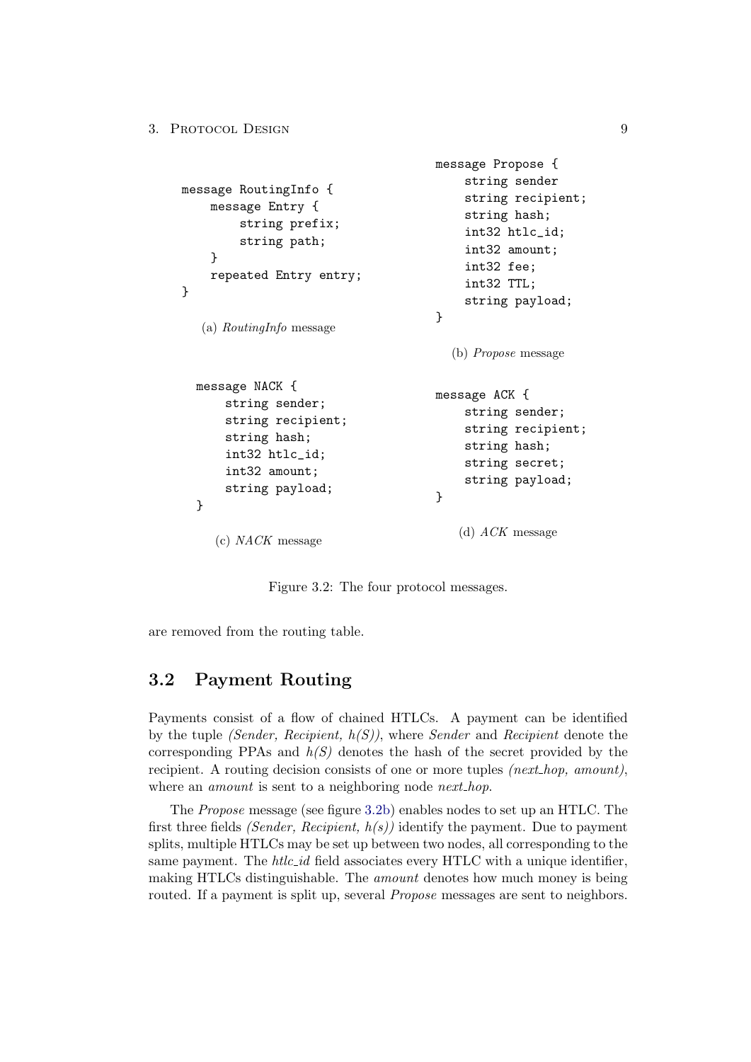```
message RoutingInfo {
    message Entry {
        string prefix;
        string path;
    }
    repeated Entry entry;
}
```

(a) *RoutingInfo* message

```
message Propose {
    string sender
    string recipient;
    string hash;
    int32 htlc_id;
    int32 amount;
    int32 fee;
    int32 TTL;
    string payload;
}
```

(b) *Propose* message

```
message NACK {
    string sender;
    string recipient;
    string hash;
    int32 htlc_id;
    int32 amount;
    string payload;
}
```

(c) *NACK* message

```
message ACK {
    string sender;
    string recipient;
    string hash;
    string secret;
    string payload;
}
```

(d) *ACK* message

Figure 3.2: The four protocol messages.

are removed from the routing table.

## 3.2 Payment Routing

Payments consist of a flow of chained HTLCs. A payment can be identified by the tuple *(Sender, Recipient, h(S))*, where *Sender* and *Recipient* denote the corresponding PPAs and *h(S)* denotes the hash of the secret provided by the recipient. A routing decision consists of one or more tuples *(next_hop, amount)*, where an *amount* is sent to a neighboring node *next_hop*.

The *Propose* message (see figure 3.2b) enables nodes to set up an HTLC. The first three fields *(Sender, Recipient, h(s))* identify the payment. Due to payment splits, multiple HTLCs may be set up between two nodes, all corresponding to the same payment. The *htlc_id* field associates every HTLC with a unique identifier, making HTLCs distinguishable. The *amount* denotes how much money is being routed. If a payment is split up, several *Propose* messages are sent to neighbors.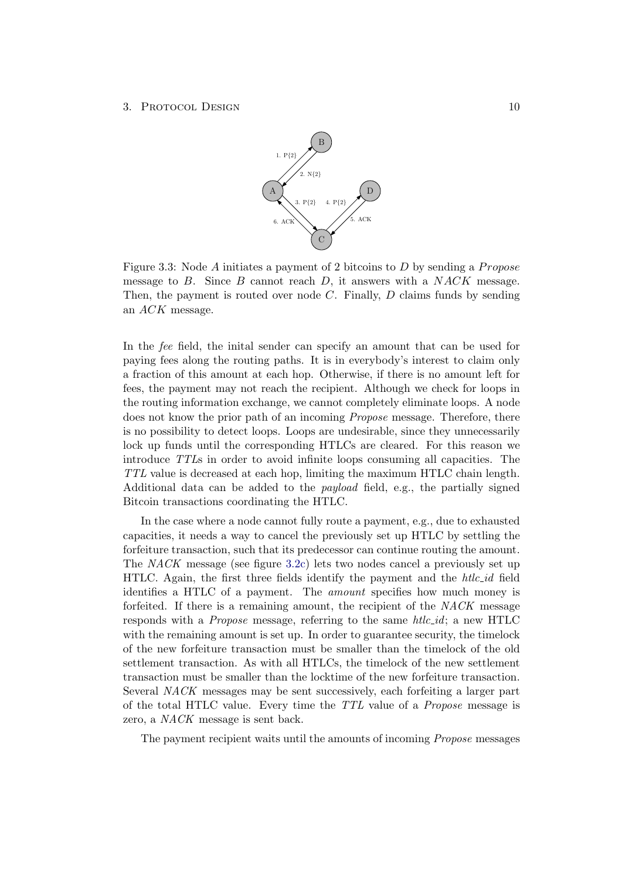Figure 3.3: Node $A$ initiates a payment of 2 bitcoins to $D$ by sending a *Propose* message to $B$. Since $B$ cannot reach $D$, it answers with a *NACK* message. Then, the payment is routed over node $C$. Finally, $D$ claims funds by sending an *ACK* message.

In the *fee* field, the inital sender can specify an amount that can be used for paying fees along the routing paths. It is in everybody's interest to claim only a fraction of this amount at each hop. Otherwise, if there is no amount left for fees, the payment may not reach the recipient. Although we check for loops in the routing information exchange, we cannot completely eliminate loops. A node does not know the prior path of an incoming *Propose* message. Therefore, there is no possibility to detect loops. Loops are undesirable, since they unnecessarily lock up funds until the corresponding HTLCs are cleared. For this reason we introduce *TTL*s in order to avoid infinite loops consuming all capacities. The *TTL* value is decreased at each hop, limiting the maximum HTLC chain length. Additional data can be added to the *payload* field, e.g., the partially signed Bitcoin transactions coordinating the HTLC.

In the case where a node cannot fully route a payment, e.g., due to exhausted capacities, it needs a way to cancel the previously set up HTLC by settling the forfeiture transaction, such that its predecessor can continue routing the amount. The *NACK* message (see figure 3.2c) lets two nodes cancel a previously set up HTLC. Again, the first three fields identify the payment and the *htlc_id* field identifies a HTLC of a payment. The *amount* specifies how much money is forfeited. If there is a remaining amount, the recipient of the *NACK* message responds with a *Propose* message, referring to the same *htlc_id*; a new HTLC with the remaining amount is set up. In order to guarantee security, the timelock of the new forfeiture transaction must be smaller than the timelock of the old settlement transaction. As with all HTLCs, the timelock of the new settlement transaction must be smaller than the locktime of the new forfeiture transaction. Several *NACK* messages may be sent successively, each forfeiting a larger part of the total HTLC value. Every time the *TTL* value of a *Propose* message is zero, a *NACK* message is sent back.

The payment recipient waits until the amounts of incoming *Propose* messages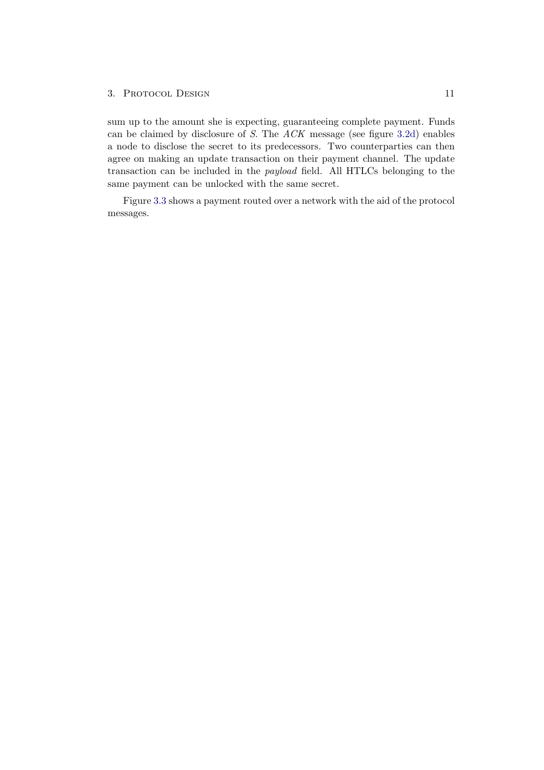sum up to the amount she is expecting, guaranteeing complete payment. Funds can be claimed by disclosure of $S$. The $ACK$ message (see figure 3.2d) enables a node to disclose the secret to its predecessors. Two counterparties can then agree on making an update transaction on their payment channel. The update transaction can be included in the *payload* field. All HTLCs belonging to the same payment can be unlocked with the same secret.

Figure 3.3 shows a payment routed over a network with the aid of the protocol messages.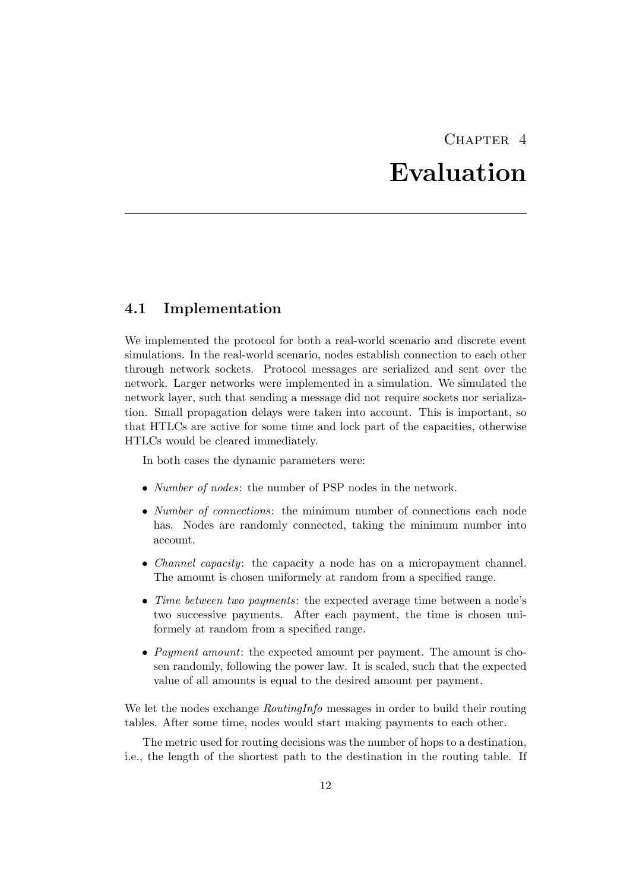# Chapter 4

# Evaluation

## 4.1 Implementation

We implemented the protocol for both a real-world scenario and discrete event simulations. In the real-world scenario, nodes establish connection to each other through network sockets. Protocol messages are serialized and sent over the network. Larger networks were implemented in a simulation. We simulated the network layer, such that sending a message did not require sockets nor serialization. Small propagation delays were taken into account. This is important, so that HTLCs are active for some time and lock part of the capacities, otherwise HTLCs would be cleared immediately.

In both cases the dynamic parameters were:

- *Number of nodes*: the number of PSP nodes in the network.
- *Number of connections*: the minimum number of connections each node has. Nodes are randomly connected, taking the minimum number into account.
- *Channel capacity*: the capacity a node has on a micropayment channel. The amount is chosen uniformely at random from a specified range.
- *Time between two payments*: the expected average time between a node's two successive payments. After each payment, the time is chosen uniformely at random from a specified range.
- *Payment amount*: the expected amount per payment. The amount is chosen randomly, following the power law. It is scaled, such that the expected value of all amounts is equal to the desired amount per payment.

We let the nodes exchange *RoutingInfo* messages in order to build their routing tables. After some time, nodes would start making payments to each other.

The metric used for routing decisions was the number of hops to a destination, i.e., the length of the shortest path to the destination in the routing table. If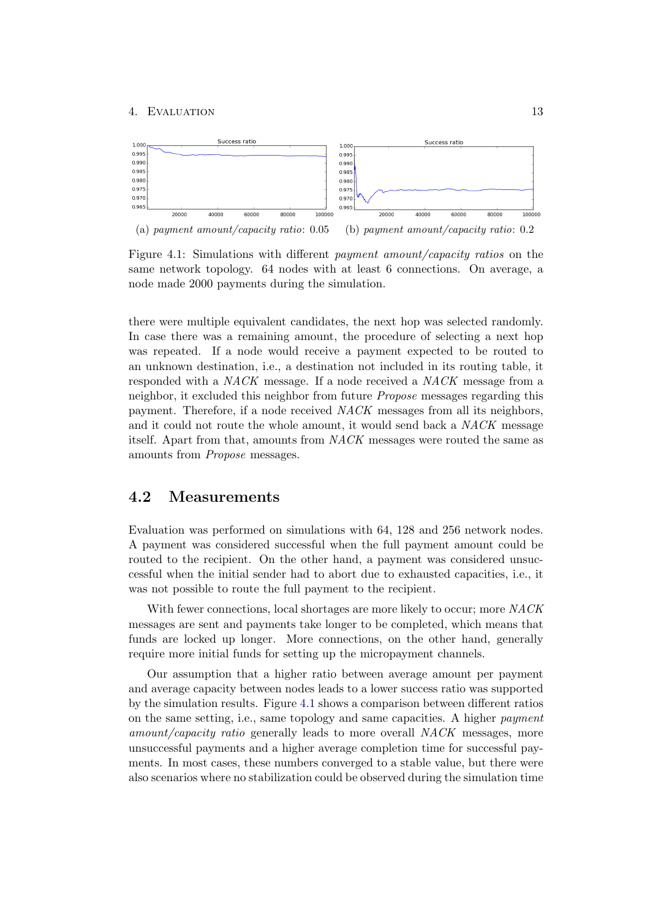(a) *payment amount/capacity ratio*: 0.05 (b) *payment amount/capacity ratio*: 0.2

Figure 4.1: Simulations with different *payment amount/capacity ratios* on the same network topology. 64 nodes with at least 6 connections. On average, a node made 2000 payments during the simulation.

there were multiple equivalent candidates, the next hop was selected randomly. In case there was a remaining amount, the procedure of selecting a next hop was repeated. If a node would receive a payment expected to be routed to an unknown destination, i.e., a destination not included in its routing table, it responded with a *NACK* message. If a node received a *NACK* message from a neighbor, it excluded this neighbor from future *Propose* messages regarding this payment. Therefore, if a node received *NACK* messages from all its neighbors, and it could not route the whole amount, it would send back a *NACK* message itself. Apart from that, amounts from *NACK* messages were routed the same as amounts from *Propose* messages.

## 4.2 Measurements

Evaluation was performed on simulations with 64, 128 and 256 network nodes. A payment was considered successful when the full payment amount could be routed to the recipient. On the other hand, a payment was considered unsuccessful when the initial sender had to abort due to exhausted capacities, i.e., it was not possible to route the full payment to the recipient.

With fewer connections, local shortages are more likely to occur; more *NACK* messages are sent and payments take longer to be completed, which means that funds are locked up longer. More connections, on the other hand, generally require more initial funds for setting up the micropayment channels.

Our assumption that a higher ratio between average amount per payment and average capacity between nodes leads to a lower success ratio was supported by the simulation results. Figure 4.1 shows a comparison between different ratios on the same setting, i.e., same topology and same capacities. A higher *payment amount/capacity ratio* generally leads to more overall *NACK* messages, more unsuccessful payments and a higher average completion time for successful payments. In most cases, these numbers converged to a stable value, but there were also scenarios where no stabilization could be observed during the simulation time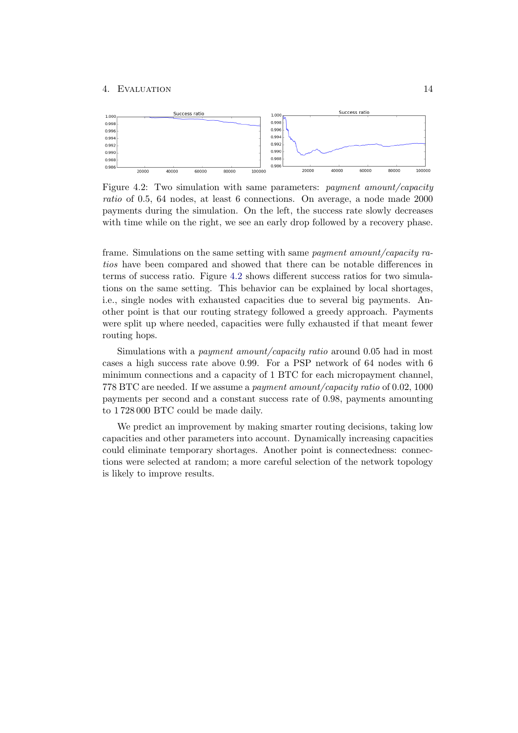Figure 4.2: Two simulation with same parameters: *payment amount/capacity ratio* of 0.5, 64 nodes, at least 6 connections. On average, a node made 2000 payments during the simulation. On the left, the success rate slowly decreases with time while on the right, we see an early drop followed by a recovery phase.

frame. Simulations on the same setting with same *payment amount/capacity ratios* have been compared and showed that there can be notable differences in terms of success ratio. Figure 4.2 shows different success ratios for two simulations on the same setting. This behavior can be explained by local shortages, i.e., single nodes with exhausted capacities due to several big payments. Another point is that our routing strategy followed a greedy approach. Payments were split up where needed, capacities were fully exhausted if that meant fewer routing hops.

Simulations with a *payment amount/capacity ratio* around 0.05 had in most cases a high success rate above 0.99. For a PSP network of 64 nodes with 6 minimum connections and a capacity of 1 BTC for each micropayment channel, 778 BTC are needed. If we assume a *payment amount/capacity ratio* of 0.02, 1000 payments per second and a constant success rate of 0.98, payments amounting to 1 728 000 BTC could be made daily.

We predict an improvement by making smarter routing decisions, taking low capacities and other parameters into account. Dynamically increasing capacities could eliminate temporary shortages. Another point is connectedness: connections were selected at random; a more careful selection of the network topology is likely to improve results.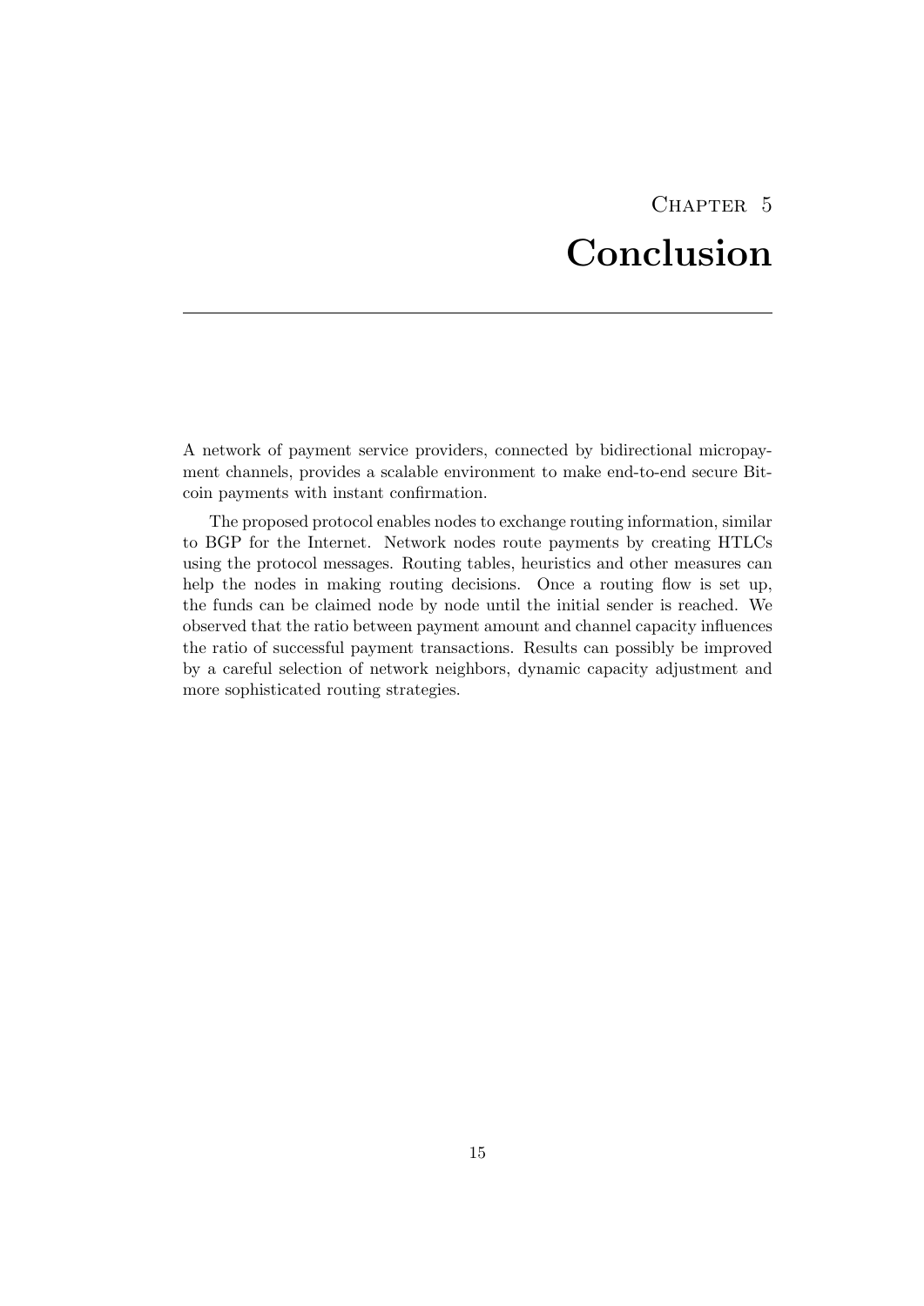# Chapter 5
# Conclusion

A network of payment service providers, connected by bidirectional micropayment channels, provides a scalable environment to make end-to-end secure Bitcoin payments with instant confirmation.

The proposed protocol enables nodes to exchange routing information, similar to BGP for the Internet. Network nodes route payments by creating HTLCs using the protocol messages. Routing tables, heuristics and other measures can help the nodes in making routing decisions. Once a routing flow is set up, the funds can be claimed node by node until the initial sender is reached. We observed that the ratio between payment amount and channel capacity influences the ratio of successful payment transactions. Results can possibly be improved by a careful selection of network neighbors, dynamic capacity adjustment and more sophisticated routing strategies.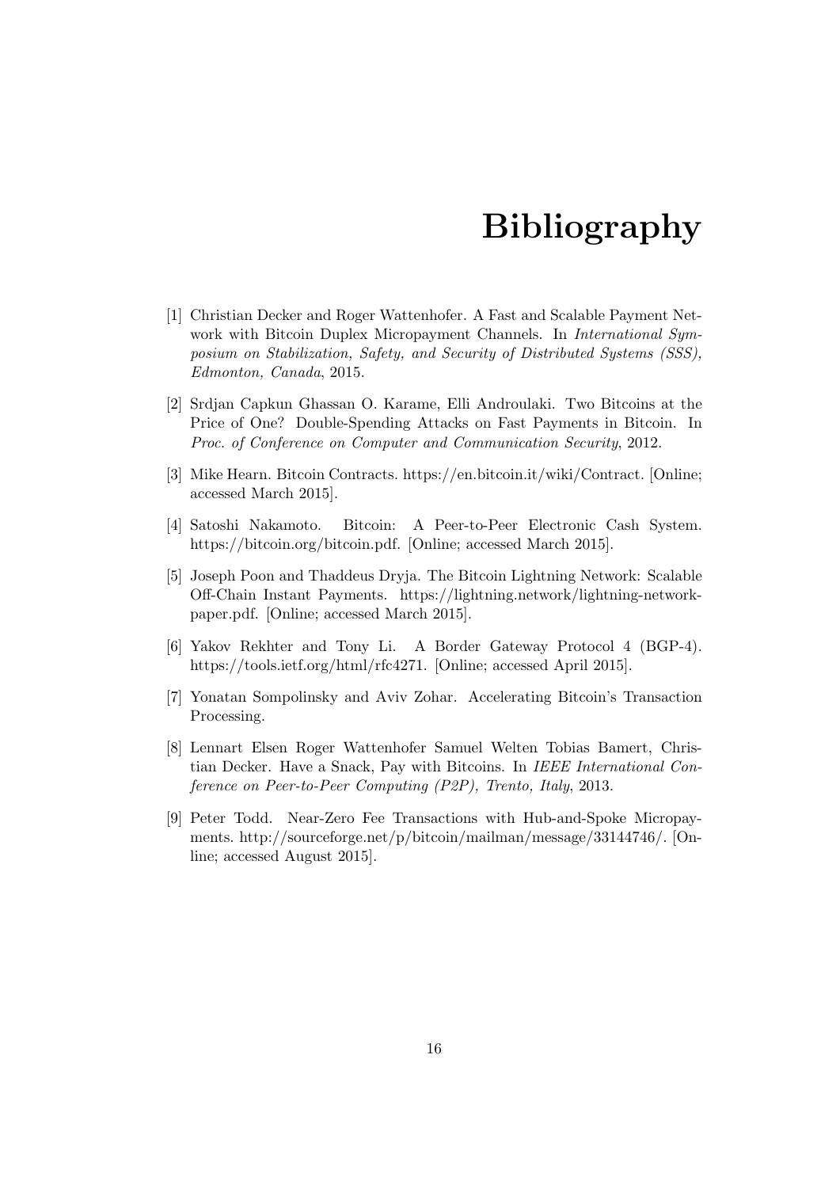# Bibliography

[1] Christian Decker and Roger Wattenhofer. A Fast and Scalable Payment Network with Bitcoin Duplex Micropayment Channels. In *International Symposium on Stabilization, Safety, and Security of Distributed Systems (SSS), Edmonton, Canada*, 2015.

[2] Srdjan Capkun Ghassan O. Karame, Elli Androulaki. Two Bitcoins at the Price of One? Double-Spending Attacks on Fast Payments in Bitcoin. In *Proc. of Conference on Computer and Communication Security*, 2012.

[3] Mike Hearn. Bitcoin Contracts. https://en.bitcoin.it/wiki/Contract. [Online; accessed March 2015].

[4] Satoshi Nakamoto. Bitcoin: A Peer-to-Peer Electronic Cash System. https://bitcoin.org/bitcoin.pdf. [Online; accessed March 2015].

[5] Joseph Poon and Thaddeus Dryja. The Bitcoin Lightning Network: Scalable Off-Chain Instant Payments. https://lightning.network/lightning-network-paper.pdf. [Online; accessed March 2015].

[6] Yakov Rekhter and Tony Li. A Border Gateway Protocol 4 (BGP-4). https://tools.ietf.org/html/rfc4271. [Online; accessed April 2015].

[7] Yonatan Sompolinsky and Aviv Zohar. Accelerating Bitcoin's Transaction Processing.

[8] Lennart Elsen Roger Wattenhofer Samuel Welten Tobias Bamert, Christian Decker. Have a Snack, Pay with Bitcoins. In *IEEE International Conference on Peer-to-Peer Computing (P2P), Trento, Italy*, 2013.

[9] Peter Todd. Near-Zero Fee Transactions with Hub-and-Spoke Micropayments. http://sourceforge.net/p/bitcoin/mailman/message/33144746/. [Online; accessed August 2015].